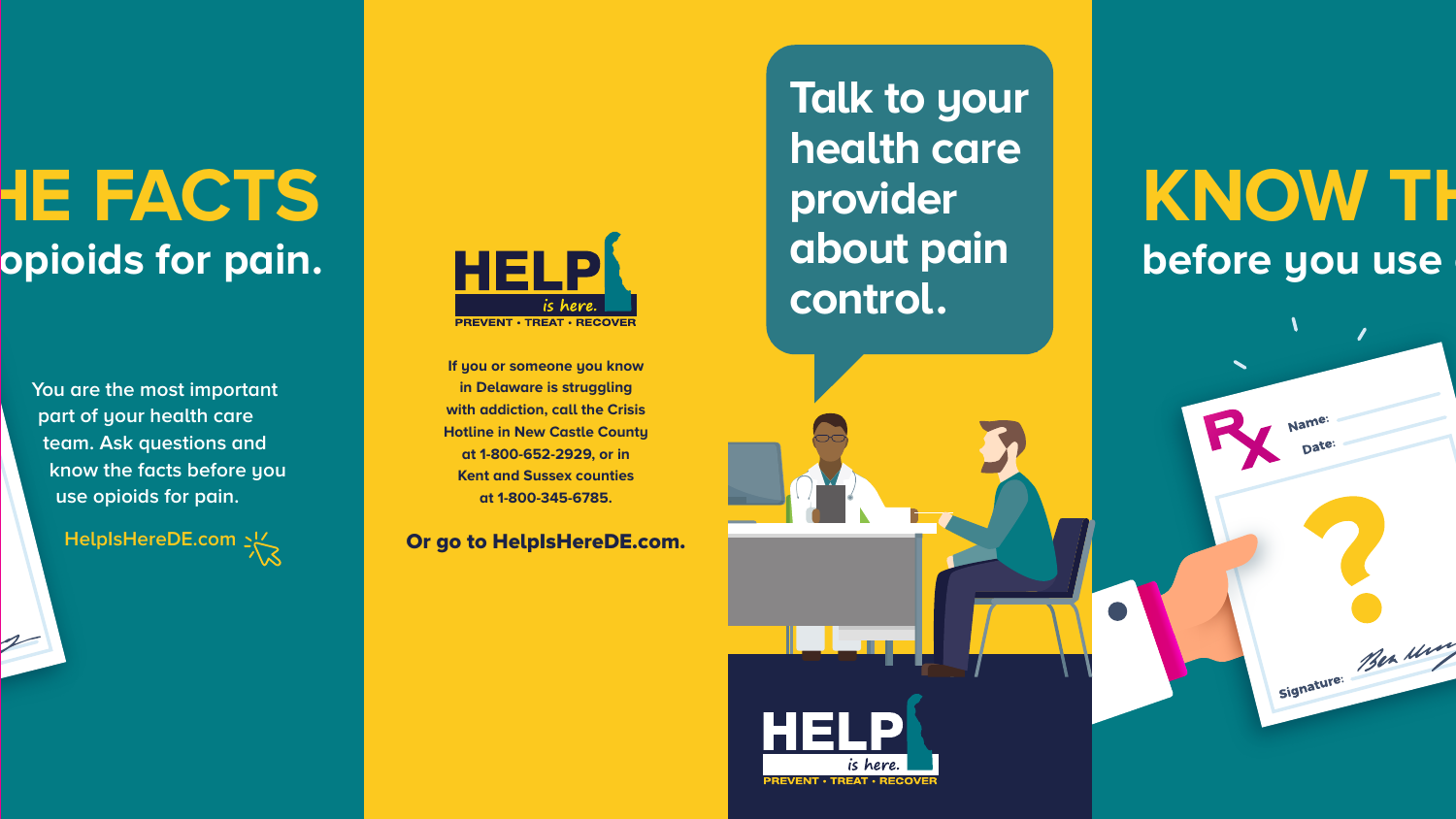# HE FACTS

## opioids for pain.

You are the most important part of your health care team. Ask questions and know the facts before you use opioids for pain.

HelpIsHereDE.com

**HELP** *is here.*
PREVENT • TREAT • RECOVER

**If you or someone you know in Delaware is struggling with addiction, call the Crisis Hotline in New Castle County at 1-800-652-2929, or in Kent and Sussex counties at 1-800-345-6785.**

**Or go to HelpIsHereDE.com.**

## Talk to your health care provider about pain control.

**HELP** *is here.*
PREVENT • TREAT • RECOVER

# KNOW TH

## before you use

Rx
Name:
Date:
?
Signature: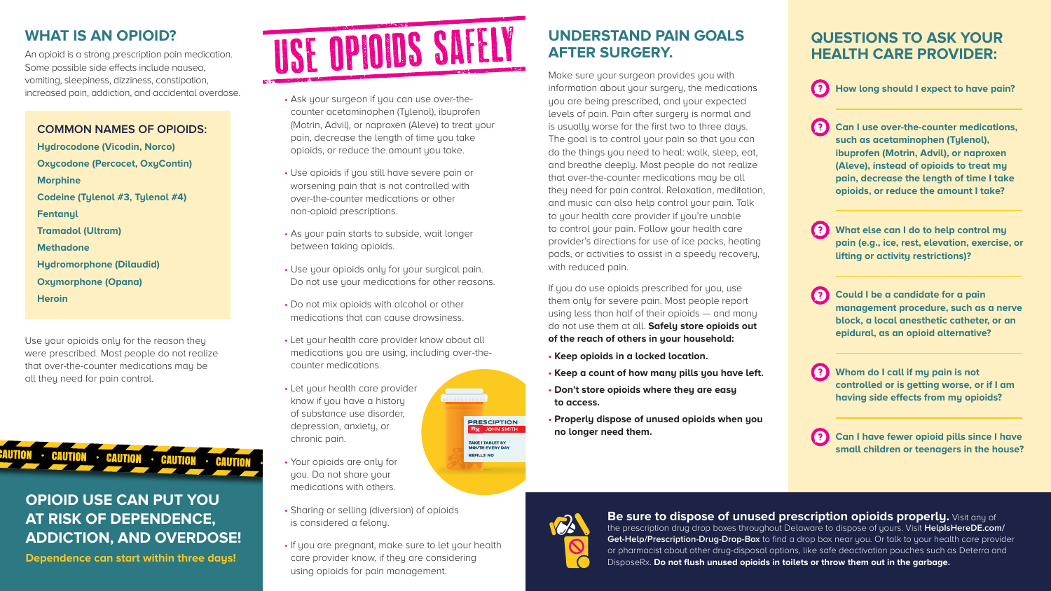## WHAT IS AN OPIOID?

An opioid is a strong prescription pain medication. Some possible side effects include nausea, vomiting, sleepiness, dizziness, constipation, increased pain, addiction, and accidental overdose.

**COMMON NAMES OF OPIOIDS:**

**Hydrocodone (Vicodin, Norco)**
**Oxycodone (Percocet, OxyContin)**
**Morphine**
**Codeine (Tylenol #3, Tylenol #4)**
**Fentanyl**
**Tramadol (Ultram)**
**Methadone**
**Hydromorphone (Dilaudid)**
**Oxymorphone (Opana)**
**Heroin**

Use your opioids only for the reason they were prescribed. Most people do not realize that over-the-counter medications may be all they need for pain control.

CAUTION • CAUTION • CAUTION • CAUTION • CAUTION

## OPIOID USE CAN PUT YOU AT RISK OF DEPENDENCE, ADDICTION, AND OVERDOSE!

**Dependence can start within three days!**

# USE OPIOIDS SAFELY

- Ask your surgeon if you can use over-the-counter acetaminophen (Tylenol), ibuprofen (Motrin, Advil), or naproxen (Aleve) to treat your pain, decrease the length of time you take opioids, or reduce the amount you take.
- Use opioids if you still have severe pain or worsening pain that is not controlled with over-the-counter medications or other non-opioid prescriptions.
- As your pain starts to subside, wait longer between taking opioids.
- Use your opioids only for your surgical pain. Do not use your medications for other reasons.
- Do not mix opioids with alcohol or other medications that can cause drowsiness.
- Let your health care provider know about all medications you are using, including over-the-counter medications.
- Let your health care provider know if you have a history of substance use disorder, depression, anxiety, or chronic pain.
- Your opioids are only for you. Do not share your medications with others.
- Sharing or selling (diversion) of opioids is considered a felony.
- If you are pregnant, make sure to let your health care provider know, if they are considering using opioids for pain management.

PRESCRIPTION
Rx JOHN SMITH
TAKE 1 TABLET BY MOUTH EVERY DAY
REFILLS: NO

## UNDERSTAND PAIN GOALS AFTER SURGERY.

Make sure your surgeon provides you with information about your surgery, the medications you are being prescribed, and your expected levels of pain. Pain after surgery is normal and is usually worse for the first two to three days. The goal is to control your pain so that you can do the things you need to heal: walk, sleep, eat, and breathe deeply. Most people do not realize that over-the-counter medications may be all they need for pain control. Relaxation, meditation, and music can also help control your pain. Talk to your health care provider if you're unable to control your pain. Follow your health care provider's directions for use of ice packs, heating pads, or activities to assist in a speedy recovery, with reduced pain.

If you do use opioids prescribed for you, use them only for severe pain. Most people report using less than half of their opioids — and many do not use them at all. **Safely store opioids out of the reach of others in your household:**

- **Keep opioids in a locked location.**
- **Keep a count of how many pills you have left.**
- **Don't store opioids where they are easy to access.**
- **Properly dispose of unused opioids when you no longer need them.**

## QUESTIONS TO ASK YOUR HEALTH CARE PROVIDER:

- **How long should I expect to have pain?**
- **Can I use over-the-counter medications, such as acetaminophen (Tylenol), ibuprofen (Motrin, Advil), or naproxen (Aleve), instead of opioids to treat my pain, decrease the length of time I take opioids, or reduce the amount I take?**
- **What else can I do to help control my pain (e.g., ice, rest, elevation, exercise, or lifting or activity restrictions)?**
- **Could I be a candidate for a pain management procedure, such as a nerve block, a local anesthetic catheter, or an epidural, as an opioid alternative?**
- **Whom do I call if my pain is not controlled or is getting worse, or if I am having side effects from my opioids?**
- **Can I have fewer opioid pills since I have small children or teenagers in the house?**

**Be sure to dispose of unused prescription opioids properly.** Visit any of the prescription drug drop boxes throughout Delaware to dispose of yours. Visit **HelpIsHereDE.com/Get-Help/Prescription-Drug-Drop-Box** to find a drop box near you. Or talk to your health care provider or pharmacist about other drug-disposal options, like safe deactivation pouches such as Deterra and DisposeRx. **Do not flush unused opioids in toilets or throw them out in the garbage.**